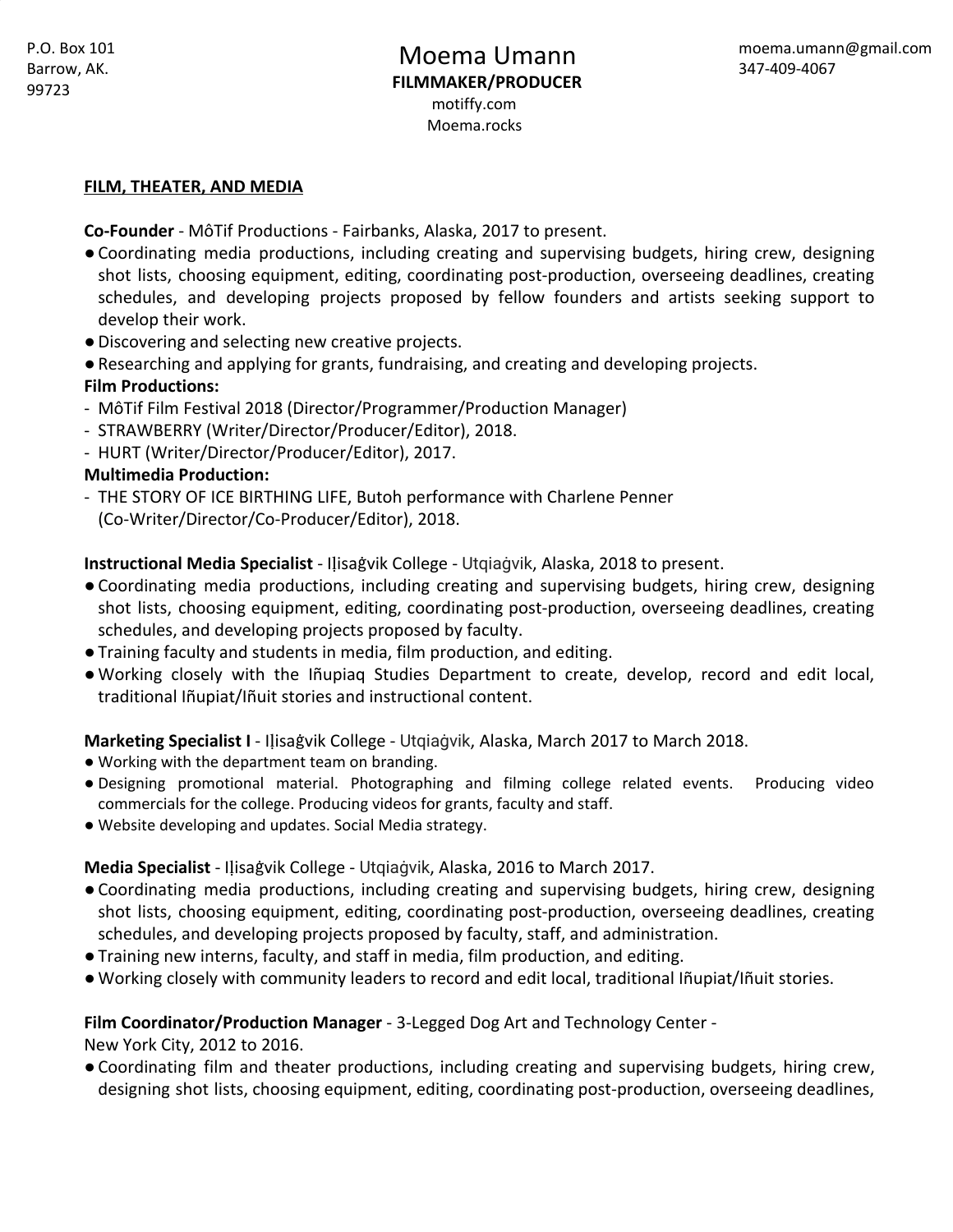P.O. Box 101
Barrow, AK.
99723

# Moema Umann

**FILMMAKER/PRODUCER**

motiffy.com
Moema.rocks

moema.umann@gmail.com
347-409-4067

## FILM, THEATER, AND MEDIA

**Co-Founder** - MôTif Productions - Fairbanks, Alaska, 2017 to present.

- Coordinating media productions, including creating and supervising budgets, hiring crew, designing shot lists, choosing equipment, editing, coordinating post-production, overseeing deadlines, creating schedules, and developing projects proposed by fellow founders and artists seeking support to develop their work.
- Discovering and selecting new creative projects.
- Researching and applying for grants, fundraising, and creating and developing projects.

**Film Productions:**

- MôTif Film Festival 2018 (Director/Programmer/Production Manager)
- STRAWBERRY (Writer/Director/Producer/Editor), 2018.
- HURT (Writer/Director/Producer/Editor), 2017.

**Multimedia Production:**

- THE STORY OF ICE BIRTHING LIFE, Butoh performance with Charlene Penner (Co-Writer/Director/Co-Producer/Editor), 2018.

**Instructional Media Specialist** - Iḷisaġvik College - Utqiaġvik, Alaska, 2018 to present.

- Coordinating media productions, including creating and supervising budgets, hiring crew, designing shot lists, choosing equipment, editing, coordinating post-production, overseeing deadlines, creating schedules, and developing projects proposed by faculty.
- Training faculty and students in media, film production, and editing.
- Working closely with the Iñupiaq Studies Department to create, develop, record and edit local, traditional Iñupiat/Iñuit stories and instructional content.

**Marketing Specialist I** - Iḷisaġvik College - Utqiaġvik, Alaska, March 2017 to March 2018.

- Working with the department team on branding.
- Designing promotional material. Photographing and filming college related events. Producing video commercials for the college. Producing videos for grants, faculty and staff.
- Website developing and updates. Social Media strategy.

**Media Specialist** - Iḷisaġvik College - Utqiaġvik, Alaska, 2016 to March 2017.

- Coordinating media productions, including creating and supervising budgets, hiring crew, designing shot lists, choosing equipment, editing, coordinating post-production, overseeing deadlines, creating schedules, and developing projects proposed by faculty, staff, and administration.
- Training new interns, faculty, and staff in media, film production, and editing.
- Working closely with community leaders to record and edit local, traditional Iñupiat/Iñuit stories.

**Film Coordinator/Production Manager** - 3-Legged Dog Art and Technology Center - New York City, 2012 to 2016.

- Coordinating film and theater productions, including creating and supervising budgets, hiring crew, designing shot lists, choosing equipment, editing, coordinating post-production, overseeing deadlines,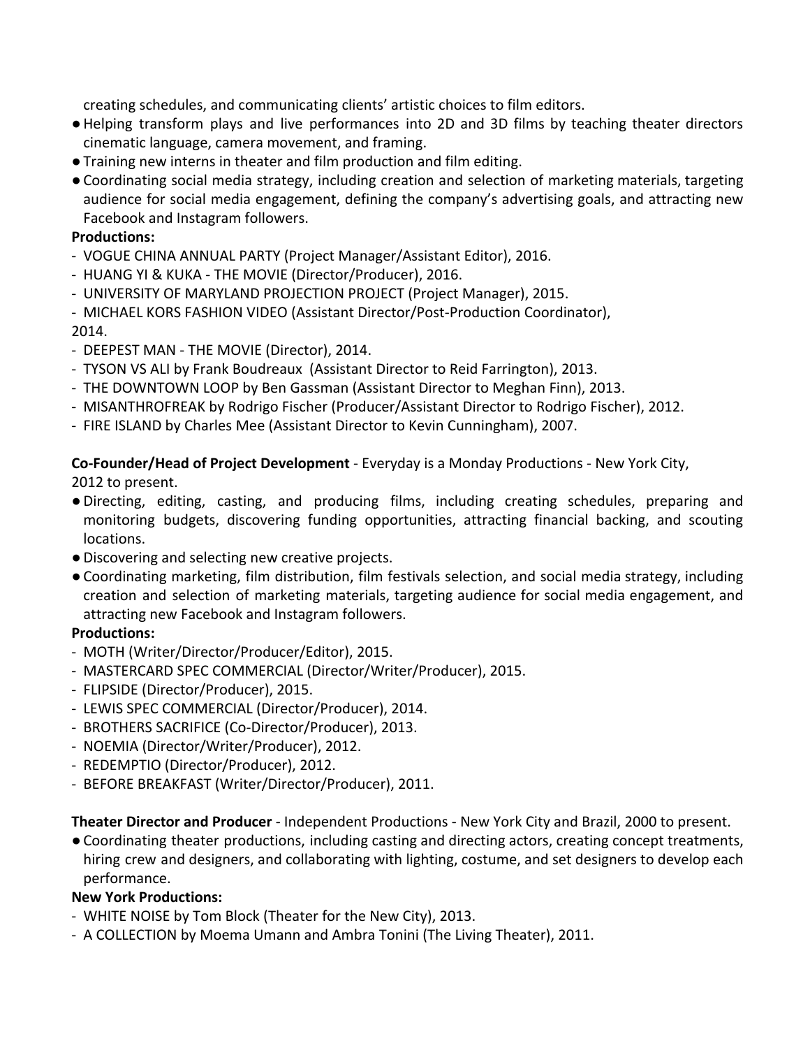creating schedules, and communicating clients' artistic choices to film editors.

- Helping transform plays and live performances into 2D and 3D films by teaching theater directors cinematic language, camera movement, and framing.
- Training new interns in theater and film production and film editing.
- Coordinating social media strategy, including creation and selection of marketing materials, targeting audience for social media engagement, defining the company's advertising goals, and attracting new Facebook and Instagram followers.

**Productions:**

- VOGUE CHINA ANNUAL PARTY (Project Manager/Assistant Editor), 2016.
- HUANG YI & KUKA - THE MOVIE (Director/Producer), 2016.
- UNIVERSITY OF MARYLAND PROJECTION PROJECT (Project Manager), 2015.
- MICHAEL KORS FASHION VIDEO (Assistant Director/Post-Production Coordinator), 2014.
- DEEPEST MAN - THE MOVIE (Director), 2014.
- TYSON VS ALI by Frank Boudreaux (Assistant Director to Reid Farrington), 2013.
- THE DOWNTOWN LOOP by Ben Gassman (Assistant Director to Meghan Finn), 2013.
- MISANTHROFREAK by Rodrigo Fischer (Producer/Assistant Director to Rodrigo Fischer), 2012.
- FIRE ISLAND by Charles Mee (Assistant Director to Kevin Cunningham), 2007.

**Co-Founder/Head of Project Development** - Everyday is a Monday Productions - New York City, 2012 to present.

- Directing, editing, casting, and producing films, including creating schedules, preparing and monitoring budgets, discovering funding opportunities, attracting financial backing, and scouting locations.
- Discovering and selecting new creative projects.
- Coordinating marketing, film distribution, film festivals selection, and social media strategy, including creation and selection of marketing materials, targeting audience for social media engagement, and attracting new Facebook and Instagram followers.

**Productions:**

- MOTH (Writer/Director/Producer/Editor), 2015.
- MASTERCARD SPEC COMMERCIAL (Director/Writer/Producer), 2015.
- FLIPSIDE (Director/Producer), 2015.
- LEWIS SPEC COMMERCIAL (Director/Producer), 2014.
- BROTHERS SACRIFICE (Co-Director/Producer), 2013.
- NOEMIA (Director/Writer/Producer), 2012.
- REDEMPTIO (Director/Producer), 2012.
- BEFORE BREAKFAST (Writer/Director/Producer), 2011.

**Theater Director and Producer** - Independent Productions - New York City and Brazil, 2000 to present.

- Coordinating theater productions, including casting and directing actors, creating concept treatments, hiring crew and designers, and collaborating with lighting, costume, and set designers to develop each performance.

**New York Productions:**

- WHITE NOISE by Tom Block (Theater for the New City), 2013.
- A COLLECTION by Moema Umann and Ambra Tonini (The Living Theater), 2011.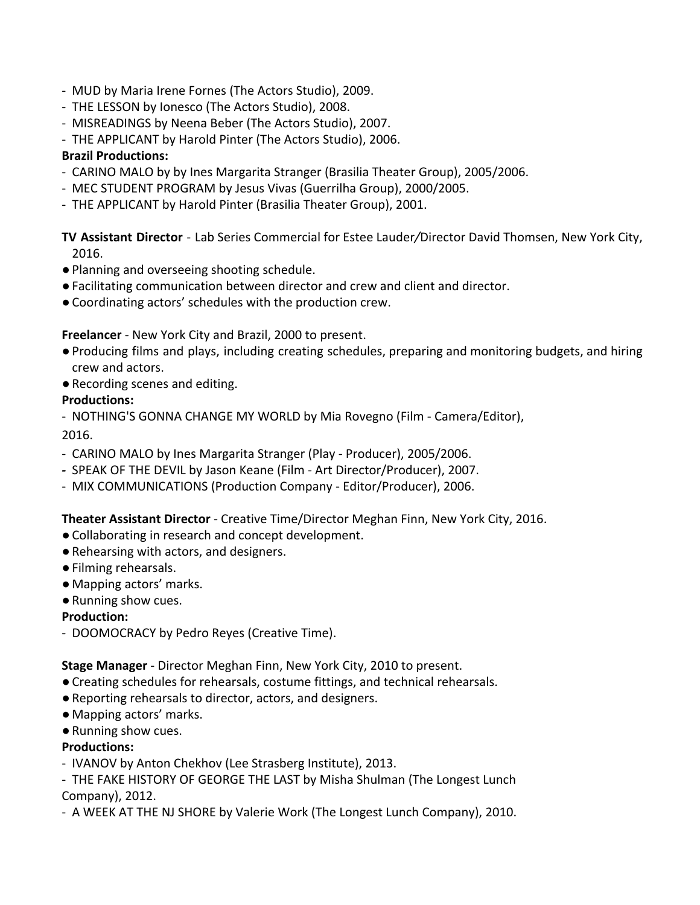- MUD by Maria Irene Fornes (The Actors Studio), 2009.
- THE LESSON by Ionesco (The Actors Studio), 2008.
- MISREADINGS by Neena Beber (The Actors Studio), 2007.
- THE APPLICANT by Harold Pinter (The Actors Studio), 2006.

**Brazil Productions:**

- CARINO MALO by by Ines Margarita Stranger (Brasilia Theater Group), 2005/2006.
- MEC STUDENT PROGRAM by Jesus Vivas (Guerrilha Group), 2000/2005.
- THE APPLICANT by Harold Pinter (Brasilia Theater Group), 2001.

**TV Assistant Director** - Lab Series Commercial for Estee Lauder/Director David Thomsen, New York City, 2016.

- Planning and overseeing shooting schedule.
- Facilitating communication between director and crew and client and director.
- Coordinating actors' schedules with the production crew.

**Freelancer** - New York City and Brazil, 2000 to present.

- Producing films and plays, including creating schedules, preparing and monitoring budgets, and hiring crew and actors.
- Recording scenes and editing.

**Productions:**

- NOTHING'S GONNA CHANGE MY WORLD by Mia Rovegno (Film - Camera/Editor), 2016.
- CARINO MALO by Ines Margarita Stranger (Play - Producer), 2005/2006.
- SPEAK OF THE DEVIL by Jason Keane (Film - Art Director/Producer), 2007.
- MIX COMMUNICATIONS (Production Company - Editor/Producer), 2006.

**Theater Assistant Director** - Creative Time/Director Meghan Finn, New York City, 2016.

- Collaborating in research and concept development.
- Rehearsing with actors, and designers.
- Filming rehearsals.
- Mapping actors' marks.
- Running show cues.

**Production:**

- DOOMOCRACY by Pedro Reyes (Creative Time).

**Stage Manager** - Director Meghan Finn, New York City, 2010 to present.

- Creating schedules for rehearsals, costume fittings, and technical rehearsals.
- Reporting rehearsals to director, actors, and designers.
- Mapping actors' marks.
- Running show cues.

**Productions:**

- IVANOV by Anton Chekhov (Lee Strasberg Institute), 2013.
- THE FAKE HISTORY OF GEORGE THE LAST by Misha Shulman (The Longest Lunch Company), 2012.
- A WEEK AT THE NJ SHORE by Valerie Work (The Longest Lunch Company), 2010.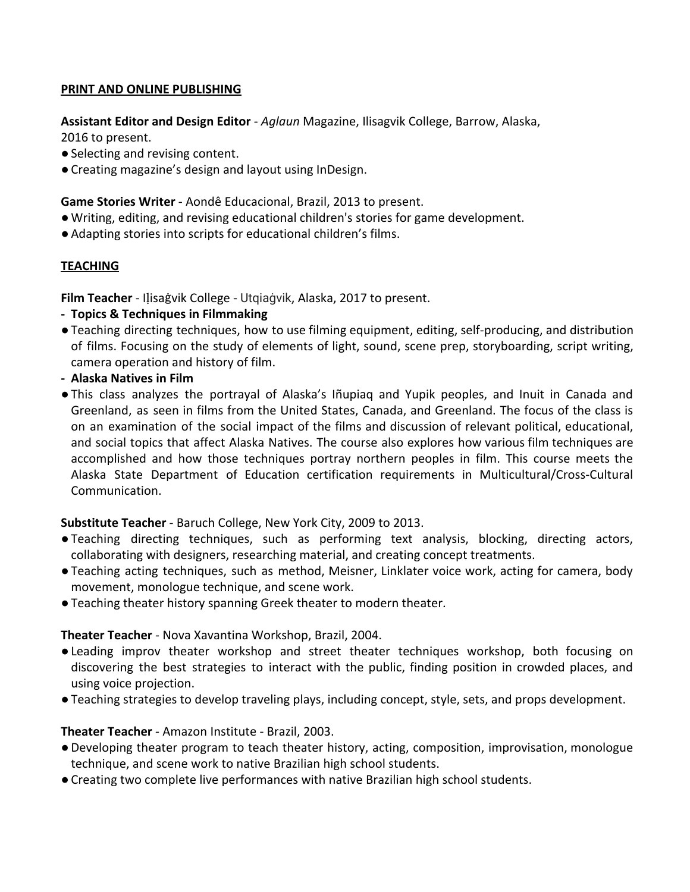## PRINT AND ONLINE PUBLISHING

**Assistant Editor and Design Editor** - *Aglaun* Magazine, Ilisagvik College, Barrow, Alaska, 2016 to present.

- Selecting and revising content.
- Creating magazine's design and layout using InDesign.

**Game Stories Writer** - Aondê Educacional, Brazil, 2013 to present.

- Writing, editing, and revising educational children's stories for game development.
- Adapting stories into scripts for educational children's films.

## TEACHING

**Film Teacher** - Iḷisaġvik College - Utqiaġvik, Alaska, 2017 to present.

**- Topics & Techniques in Filmmaking**

- Teaching directing techniques, how to use filming equipment, editing, self-producing, and distribution of films. Focusing on the study of elements of light, sound, scene prep, storyboarding, script writing, camera operation and history of film.

**- Alaska Natives in Film**

- This class analyzes the portrayal of Alaska's Iñupiaq and Yupik peoples, and Inuit in Canada and Greenland, as seen in films from the United States, Canada, and Greenland. The focus of the class is on an examination of the social impact of the films and discussion of relevant political, educational, and social topics that affect Alaska Natives. The course also explores how various film techniques are accomplished and how those techniques portray northern peoples in film. This course meets the Alaska State Department of Education certification requirements in Multicultural/Cross-Cultural Communication.

**Substitute Teacher** - Baruch College, New York City, 2009 to 2013.

- Teaching directing techniques, such as performing text analysis, blocking, directing actors, collaborating with designers, researching material, and creating concept treatments.
- Teaching acting techniques, such as method, Meisner, Linklater voice work, acting for camera, body movement, monologue technique, and scene work.
- Teaching theater history spanning Greek theater to modern theater.

**Theater Teacher** - Nova Xavantina Workshop, Brazil, 2004.

- Leading improv theater workshop and street theater techniques workshop, both focusing on discovering the best strategies to interact with the public, finding position in crowded places, and using voice projection.
- Teaching strategies to develop traveling plays, including concept, style, sets, and props development.

**Theater Teacher** - Amazon Institute - Brazil, 2003.

- Developing theater program to teach theater history, acting, composition, improvisation, monologue technique, and scene work to native Brazilian high school students.
- Creating two complete live performances with native Brazilian high school students.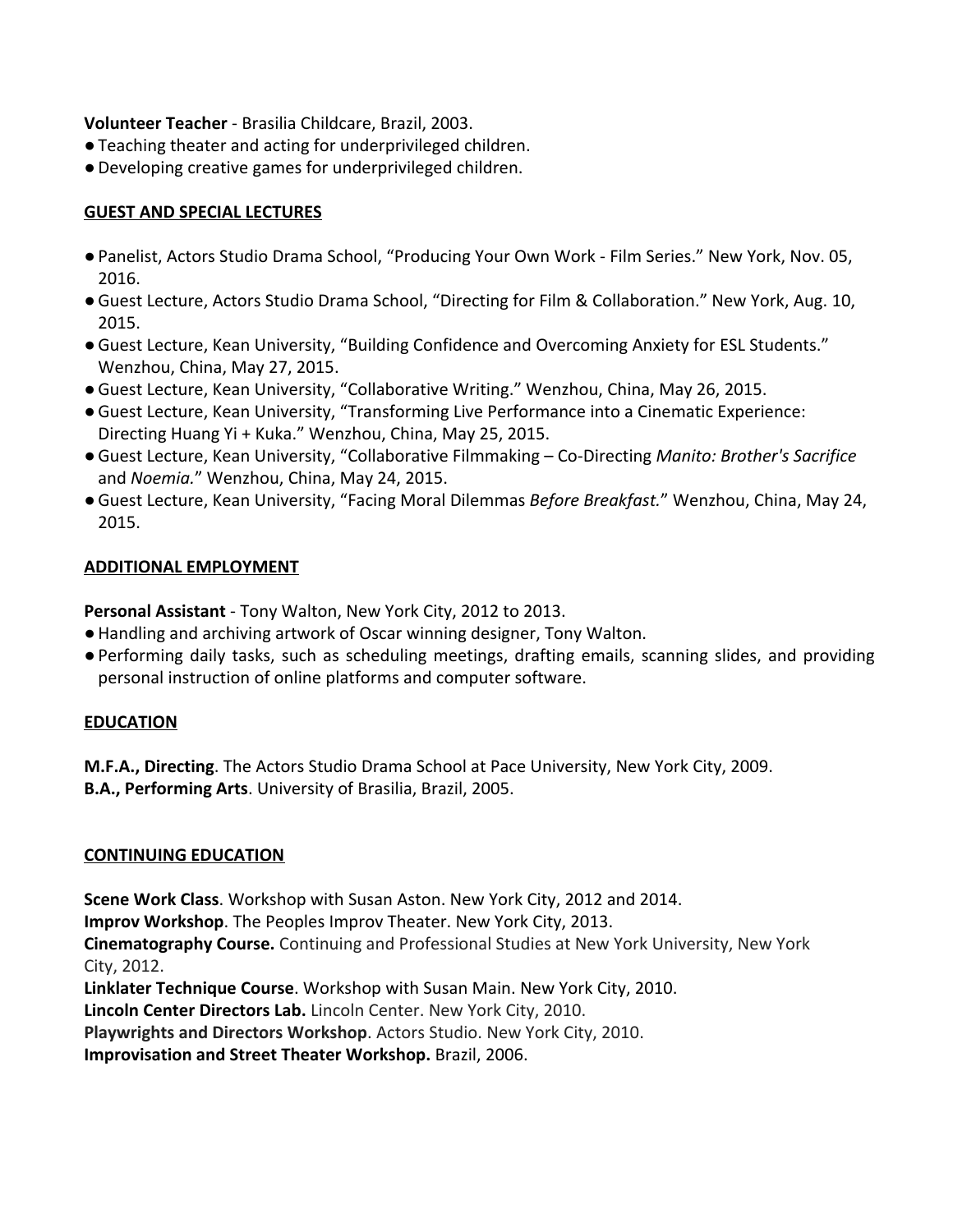**Volunteer Teacher** - Brasilia Childcare, Brazil, 2003.

- Teaching theater and acting for underprivileged children.
- Developing creative games for underprivileged children.

## GUEST AND SPECIAL LECTURES

- Panelist, Actors Studio Drama School, "Producing Your Own Work - Film Series." New York, Nov. 05, 2016.
- Guest Lecture, Actors Studio Drama School, "Directing for Film & Collaboration." New York, Aug. 10, 2015.
- Guest Lecture, Kean University, "Building Confidence and Overcoming Anxiety for ESL Students." Wenzhou, China, May 27, 2015.
- Guest Lecture, Kean University, "Collaborative Writing." Wenzhou, China, May 26, 2015.
- Guest Lecture, Kean University, "Transforming Live Performance into a Cinematic Experience: Directing Huang Yi + Kuka." Wenzhou, China, May 25, 2015.
- Guest Lecture, Kean University, "Collaborative Filmmaking – Co-Directing *Manito: Brother's Sacrifice* and *Noemia.*" Wenzhou, China, May 24, 2015.
- Guest Lecture, Kean University, "Facing Moral Dilemmas *Before Breakfast.*" Wenzhou, China, May 24, 2015.

## ADDITIONAL EMPLOYMENT

**Personal Assistant** - Tony Walton, New York City, 2012 to 2013.

- Handling and archiving artwork of Oscar winning designer, Tony Walton.
- Performing daily tasks, such as scheduling meetings, drafting emails, scanning slides, and providing personal instruction of online platforms and computer software.

## EDUCATION

**M.F.A., Directing**. The Actors Studio Drama School at Pace University, New York City, 2009.
**B.A., Performing Arts**. University of Brasilia, Brazil, 2005.

## CONTINUING EDUCATION

**Scene Work Class**. Workshop with Susan Aston. New York City, 2012 and 2014.
**Improv Workshop**. The Peoples Improv Theater. New York City, 2013.
**Cinematography Course.** Continuing and Professional Studies at New York University, New York City, 2012.
**Linklater Technique Course**. Workshop with Susan Main. New York City, 2010.
**Lincoln Center Directors Lab.** Lincoln Center. New York City, 2010.
**Playwrights and Directors Workshop**. Actors Studio. New York City, 2010.
**Improvisation and Street Theater Workshop.** Brazil, 2006.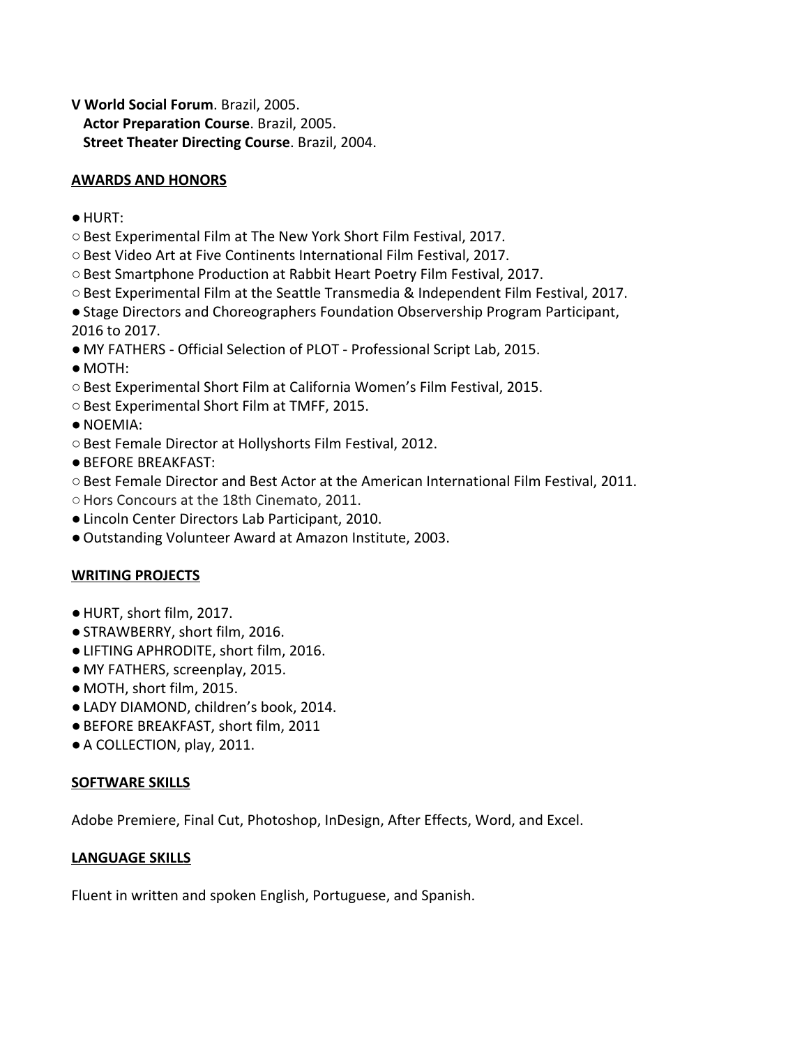**V World Social Forum**. Brazil, 2005.
**Actor Preparation Course**. Brazil, 2005.
**Street Theater Directing Course**. Brazil, 2004.

## AWARDS AND HONORS

- HURT:
  - Best Experimental Film at The New York Short Film Festival, 2017.
  - Best Video Art at Five Continents International Film Festival, 2017.
  - Best Smartphone Production at Rabbit Heart Poetry Film Festival, 2017.
  - Best Experimental Film at the Seattle Transmedia & Independent Film Festival, 2017.
- Stage Directors and Choreographers Foundation Observership Program Participant, 2016 to 2017.
- MY FATHERS - Official Selection of PLOT - Professional Script Lab, 2015.
- MOTH:
  - Best Experimental Short Film at California Women's Film Festival, 2015.
  - Best Experimental Short Film at TMFF, 2015.
- NOEMIA:
  - Best Female Director at Hollyshorts Film Festival, 2012.
- BEFORE BREAKFAST:
  - Best Female Director and Best Actor at the American International Film Festival, 2011.
  - Hors Concours at the 18th Cinemato, 2011.
- Lincoln Center Directors Lab Participant, 2010.
- Outstanding Volunteer Award at Amazon Institute, 2003.

## WRITING PROJECTS

- HURT, short film, 2017.
- STRAWBERRY, short film, 2016.
- LIFTING APHRODITE, short film, 2016.
- MY FATHERS, screenplay, 2015.
- MOTH, short film, 2015.
- LADY DIAMOND, children's book, 2014.
- BEFORE BREAKFAST, short film, 2011
- A COLLECTION, play, 2011.

## SOFTWARE SKILLS

Adobe Premiere, Final Cut, Photoshop, InDesign, After Effects, Word, and Excel.

## LANGUAGE SKILLS

Fluent in written and spoken English, Portuguese, and Spanish.